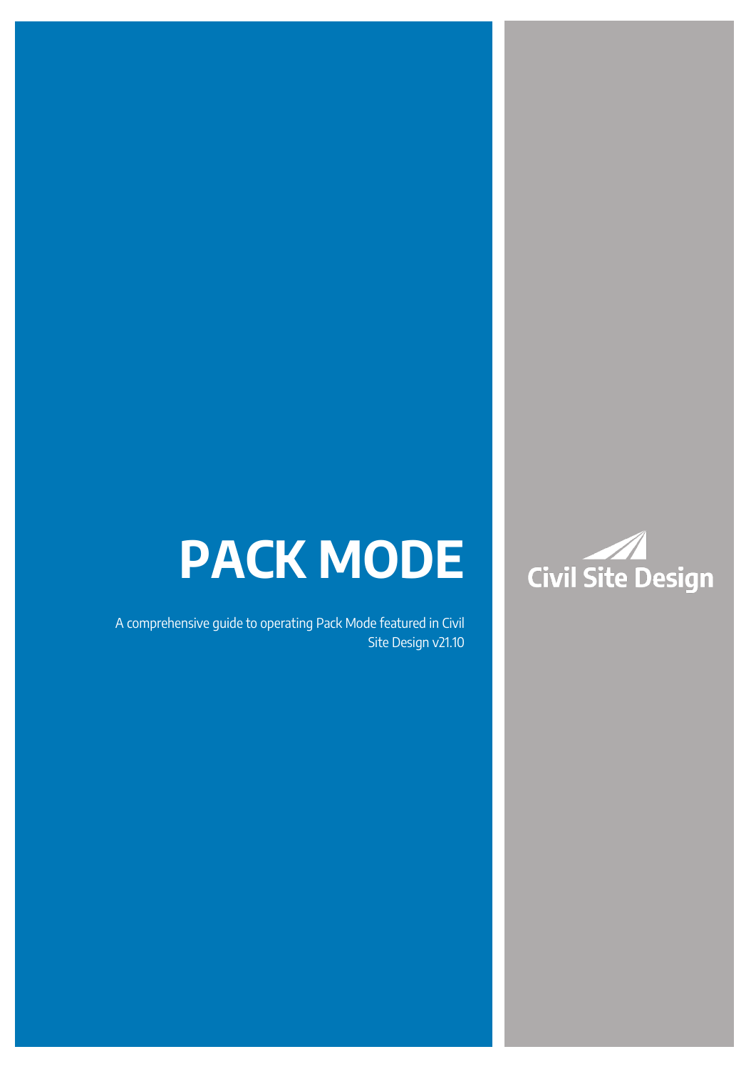# PACK MODE

A comprehensive guide to operating Pack Mode featured in Civil Site Design v21.10

Civil Site Design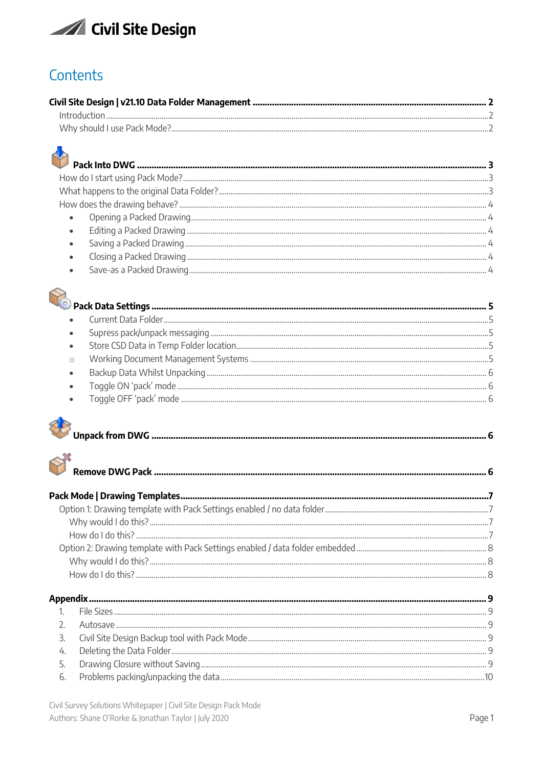# Civil Site Design

## Contents

**Civil Site Design | v21.10 Data Folder Management** ..... 2

- Introduction ..... 2
- Why should I use Pack Mode? ..... 2

**Pack Into DWG** ..... 3

- How do I start using Pack Mode? ..... 3
- What happens to the original Data Folder? ..... 3
- How does the drawing behave? ..... 4
  - Opening a Packed Drawing ..... 4
  - Editing a Packed Drawing ..... 4
  - Saving a Packed Drawing ..... 4
  - Closing a Packed Drawing ..... 4
  - Save-as a Packed Drawing ..... 4

**Pack Data Settings** ..... 5

- Current Data Folder ..... 5
- Supress pack/unpack messaging ..... 5
- Store CSD Data in Temp Folder location ..... 5
  - Working Document Management Systems ..... 5
- Backup Data Whilst Unpacking ..... 6
- Toggle ON 'pack' mode ..... 6
- Toggle OFF 'pack' mode ..... 6

**Unpack from DWG** ..... 6

**Remove DWG Pack** ..... 6

**Pack Mode | Drawing Templates** ..... 7

- Option 1: Drawing template with Pack Settings enabled / no data folder ..... 7
  - Why would I do this? ..... 7
  - How do I do this? ..... 7
- Option 2: Drawing template with Pack Settings enabled / data folder embedded ..... 8
  - Why would I do this? ..... 8
  - How do I do this? ..... 8

**Appendix** ..... 9

1. File Sizes ..... 9
2. Autosave ..... 9
3. Civil Site Design Backup tool with Pack Mode ..... 9
4. Deleting the Data Folder ..... 9
5. Drawing Closure without Saving ..... 9
6. Problems packing/unpacking the data ..... 10

Civil Survey Solutions Whitepaper | Civil Site Design Pack Mode
Authors: Shane O'Rorke & Jonathan Taylor | July 2020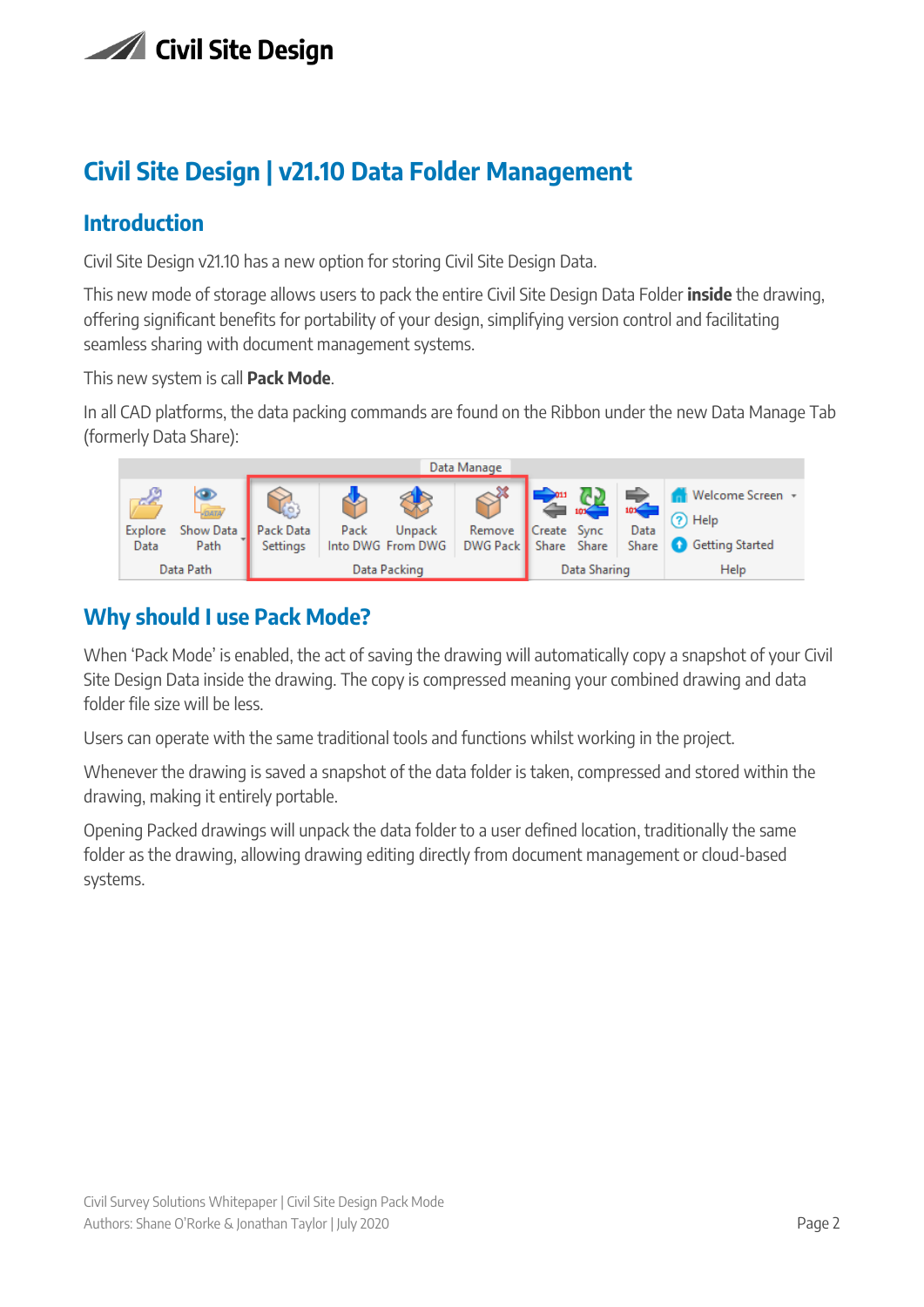# Civil Site Design | v21.10 Data Folder Management

## Introduction

Civil Site Design v21.10 has a new option for storing Civil Site Design Data.

This new mode of storage allows users to pack the entire Civil Site Design Data Folder **inside** the drawing, offering significant benefits for portability of your design, simplifying version control and facilitating seamless sharing with document management systems.

This new system is call **Pack Mode**.

In all CAD platforms, the data packing commands are found on the Ribbon under the new Data Manage Tab (formerly Data Share):

## Why should I use Pack Mode?

When 'Pack Mode' is enabled, the act of saving the drawing will automatically copy a snapshot of your Civil Site Design Data inside the drawing. The copy is compressed meaning your combined drawing and data folder file size will be less.

Users can operate with the same traditional tools and functions whilst working in the project.

Whenever the drawing is saved a snapshot of the data folder is taken, compressed and stored within the drawing, making it entirely portable.

Opening Packed drawings will unpack the data folder to a user defined location, traditionally the same folder as the drawing, allowing drawing editing directly from document management or cloud-based systems.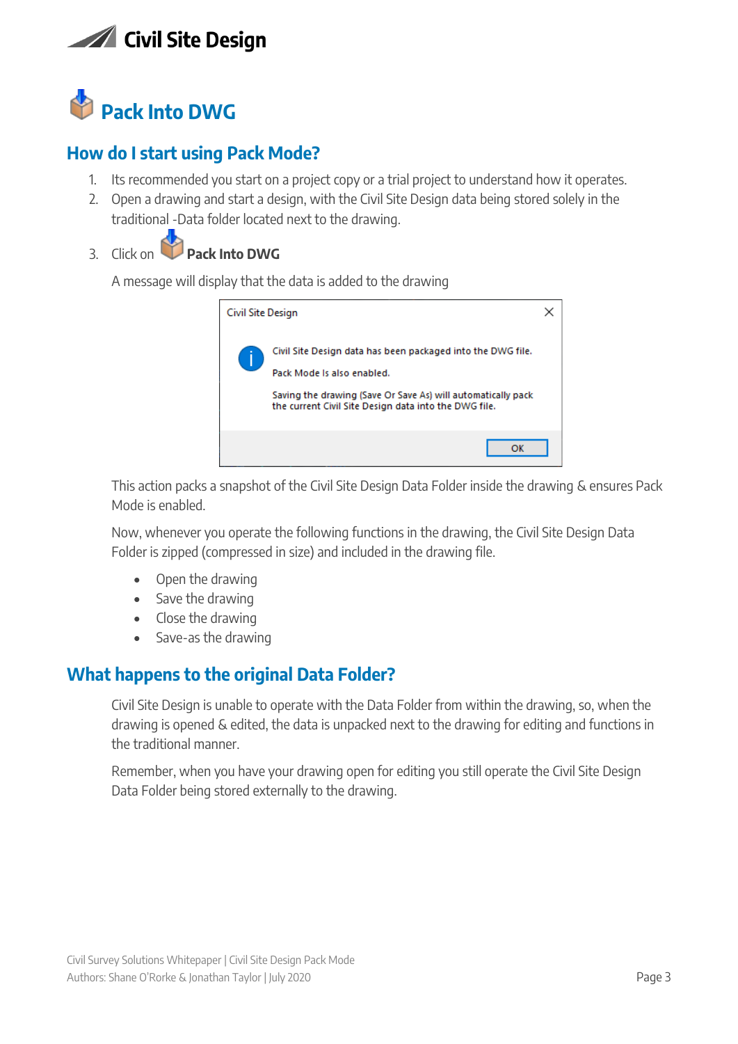# Pack Into DWG

## How do I start using Pack Mode?

1. Its recommended you start on a project copy or a trial project to understand how it operates.
2. Open a drawing and start a design, with the Civil Site Design data being stored solely in the traditional -Data folder located next to the drawing.
3. Click on **Pack Into DWG**

   A message will display that the data is added to the drawing

   Civil Site Design

   Civil Site Design data has been packaged into the DWG file.

   Pack Mode Is also enabled.

   Saving the drawing (Save Or Save As) will automatically pack the current Civil Site Design data into the DWG file.

   OK

   This action packs a snapshot of the Civil Site Design Data Folder inside the drawing & ensures Pack Mode is enabled.

   Now, whenever you operate the following functions in the drawing, the Civil Site Design Data Folder is zipped (compressed in size) and included in the drawing file.

   - Open the drawing
   - Save the drawing
   - Close the drawing
   - Save-as the drawing

## What happens to the original Data Folder?

Civil Site Design is unable to operate with the Data Folder from within the drawing, so, when the drawing is opened & edited, the data is unpacked next to the drawing for editing and functions in the traditional manner.

Remember, when you have your drawing open for editing you still operate the Civil Site Design Data Folder being stored externally to the drawing.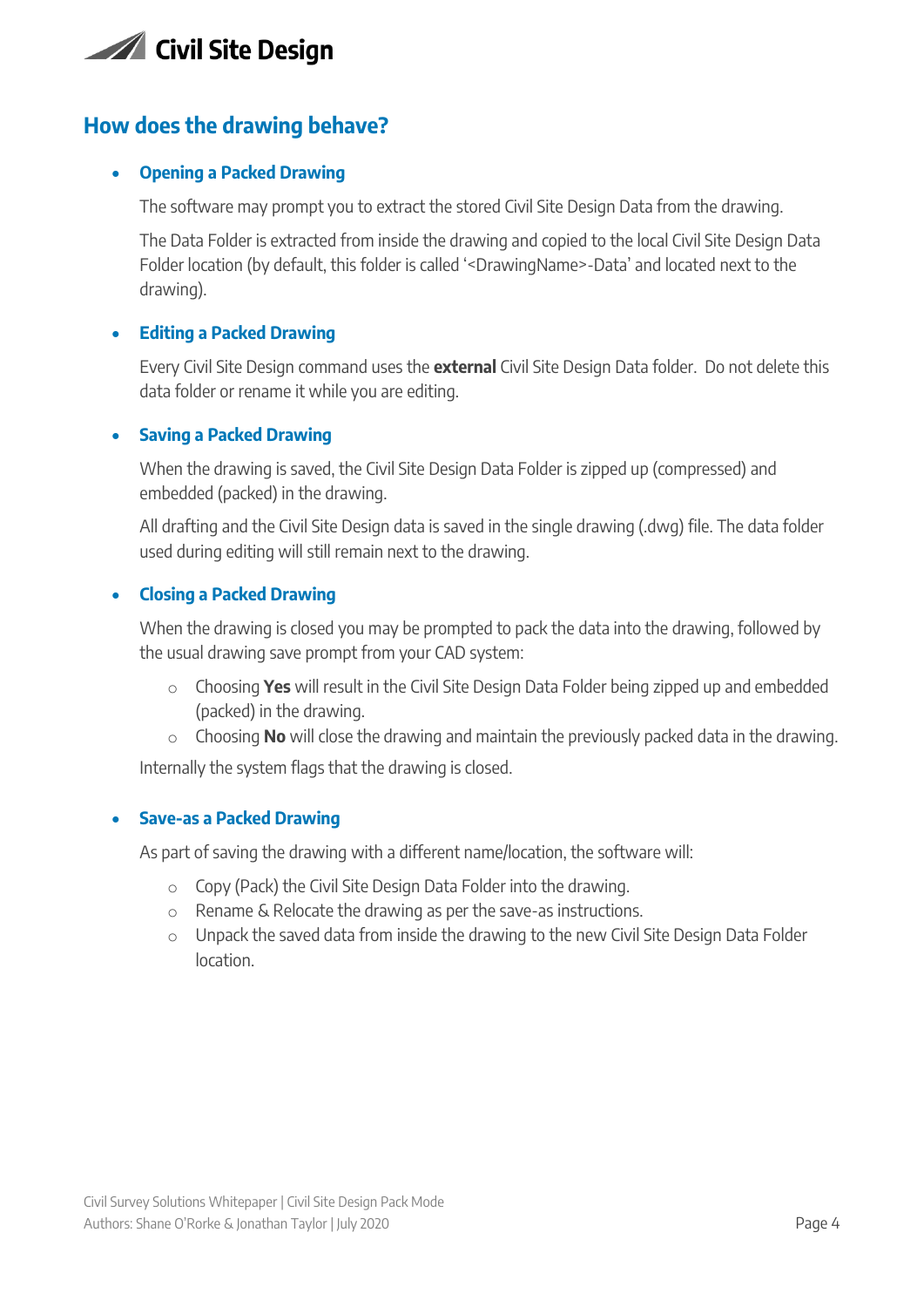## How does the drawing behave?

- **Opening a Packed Drawing**

  The software may prompt you to extract the stored Civil Site Design Data from the drawing.

  The Data Folder is extracted from inside the drawing and copied to the local Civil Site Design Data Folder location (by default, this folder is called '<DrawingName>-Data' and located next to the drawing).

- **Editing a Packed Drawing**

  Every Civil Site Design command uses the **external** Civil Site Design Data folder. Do not delete this data folder or rename it while you are editing.

- **Saving a Packed Drawing**

  When the drawing is saved, the Civil Site Design Data Folder is zipped up (compressed) and embedded (packed) in the drawing.

  All drafting and the Civil Site Design data is saved in the single drawing (.dwg) file. The data folder used during editing will still remain next to the drawing.

- **Closing a Packed Drawing**

  When the drawing is closed you may be prompted to pack the data into the drawing, followed by the usual drawing save prompt from your CAD system:

  - Choosing **Yes** will result in the Civil Site Design Data Folder being zipped up and embedded (packed) in the drawing.
  - Choosing **No** will close the drawing and maintain the previously packed data in the drawing.

  Internally the system flags that the drawing is closed.

- **Save-as a Packed Drawing**

  As part of saving the drawing with a different name/location, the software will:

  - Copy (Pack) the Civil Site Design Data Folder into the drawing.
  - Rename & Relocate the drawing as per the save-as instructions.
  - Unpack the saved data from inside the drawing to the new Civil Site Design Data Folder location.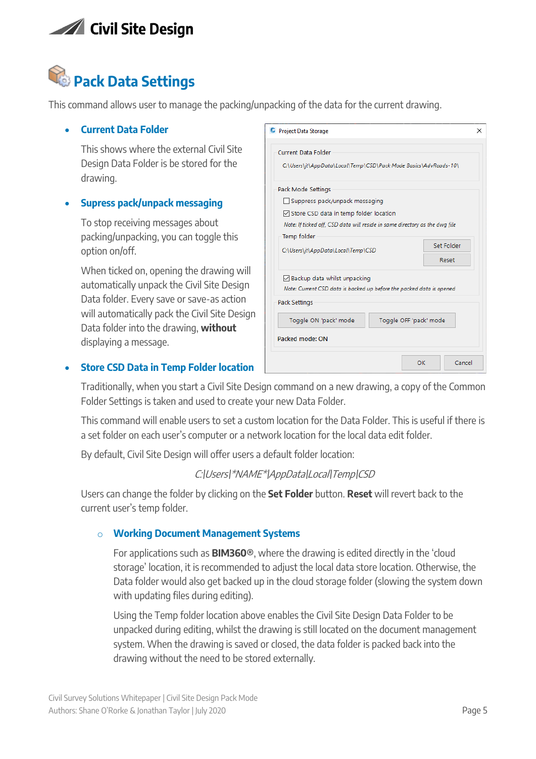# Pack Data Settings

This command allows user to manage the packing/unpacking of the data for the current drawing.

- **Current Data Folder**

  This shows where the external Civil Site Design Data Folder is be stored for the drawing.

- **Supress pack/unpack messaging**

  To stop receiving messages about packing/unpacking, you can toggle this option on/off.

  When ticked on, opening the drawing will automatically unpack the Civil Site Design Data folder. Every save or save-as action will automatically pack the Civil Site Design Data folder into the drawing, **without** displaying a message.

- **Store CSD Data in Temp Folder location**

  Traditionally, when you start a Civil Site Design command on a new drawing, a copy of the Common Folder Settings is taken and used to create your new Data Folder.

  This command will enable users to set a custom location for the Data Folder. This is useful if there is a set folder on each user's computer or a network location for the local data edit folder.

  By default, Civil Site Design will offer users a default folder location:

  *C:|Users|*NAME*|AppData|Local|Temp|CSD*

  Users can change the folder by clicking on the **Set Folder** button. **Reset** will revert back to the current user's temp folder.

  - **Working Document Management Systems**

    For applications such as **BIM360®**, where the drawing is edited directly in the 'cloud storage' location, it is recommended to adjust the local data store location. Otherwise, the Data folder would also get backed up in the cloud storage folder (slowing the system down with updating files during editing).

    Using the Temp folder location above enables the Civil Site Design Data Folder to be unpacked during editing, whilst the drawing is still located on the document management system. When the drawing is saved or closed, the data folder is packed back into the drawing without the need to be stored externally.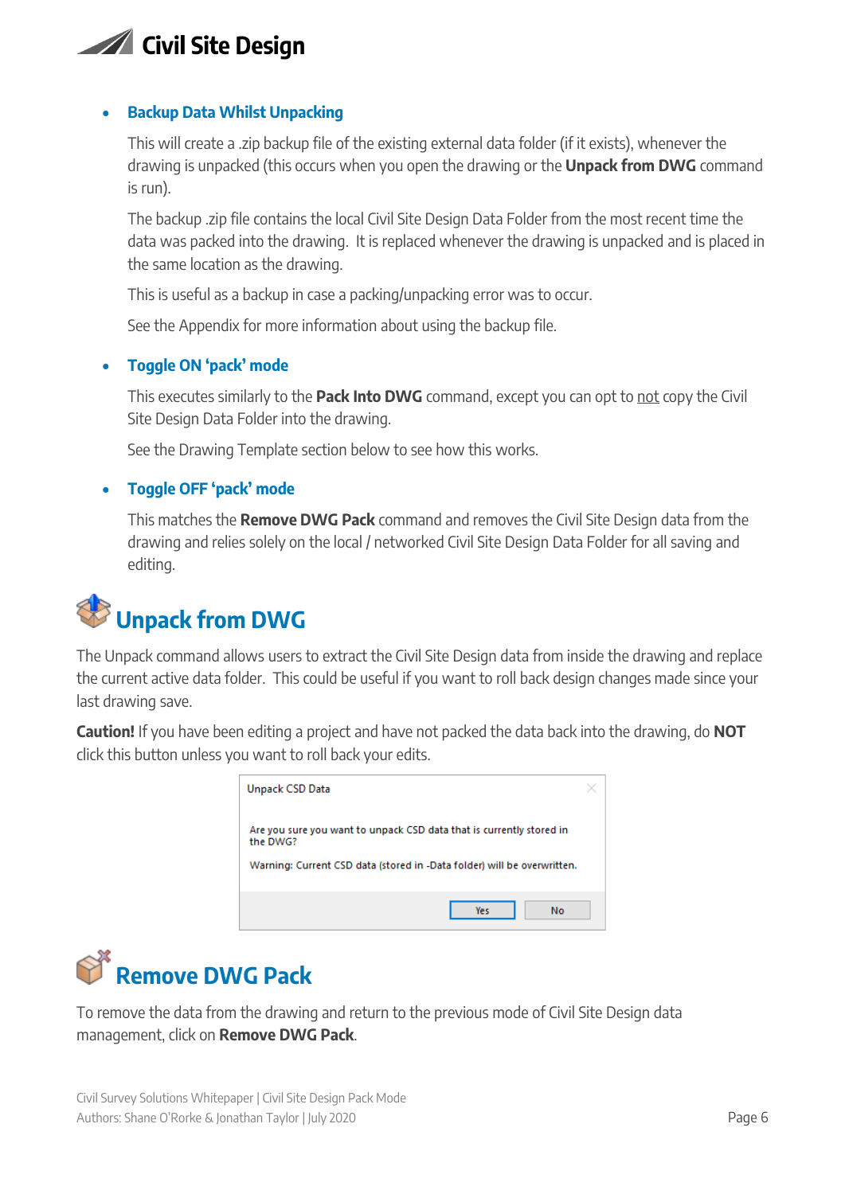- **Backup Data Whilst Unpacking**

  This will create a .zip backup file of the existing external data folder (if it exists), whenever the drawing is unpacked (this occurs when you open the drawing or the **Unpack from DWG** command is run).

  The backup .zip file contains the local Civil Site Design Data Folder from the most recent time the data was packed into the drawing. It is replaced whenever the drawing is unpacked and is placed in the same location as the drawing.

  This is useful as a backup in case a packing/unpacking error was to occur.

  See the Appendix for more information about using the backup file.

- **Toggle ON 'pack' mode**

  This executes similarly to the **Pack Into DWG** command, except you can opt to not copy the Civil Site Design Data Folder into the drawing.

  See the Drawing Template section below to see how this works.

- **Toggle OFF 'pack' mode**

  This matches the **Remove DWG Pack** command and removes the Civil Site Design data from the drawing and relies solely on the local / networked Civil Site Design Data Folder for all saving and editing.

# Unpack from DWG

The Unpack command allows users to extract the Civil Site Design data from inside the drawing and replace the current active data folder. This could be useful if you want to roll back design changes made since your last drawing save.

**Caution!** If you have been editing a project and have not packed the data back into the drawing, do **NOT** click this button unless you want to roll back your edits.

Unpack CSD Data

Are you sure you want to unpack CSD data that is currently stored in the DWG?

Warning: Current CSD data (stored in -Data folder) will be overwritten.

Yes No

# Remove DWG Pack

To remove the data from the drawing and return to the previous mode of Civil Site Design data management, click on **Remove DWG Pack**.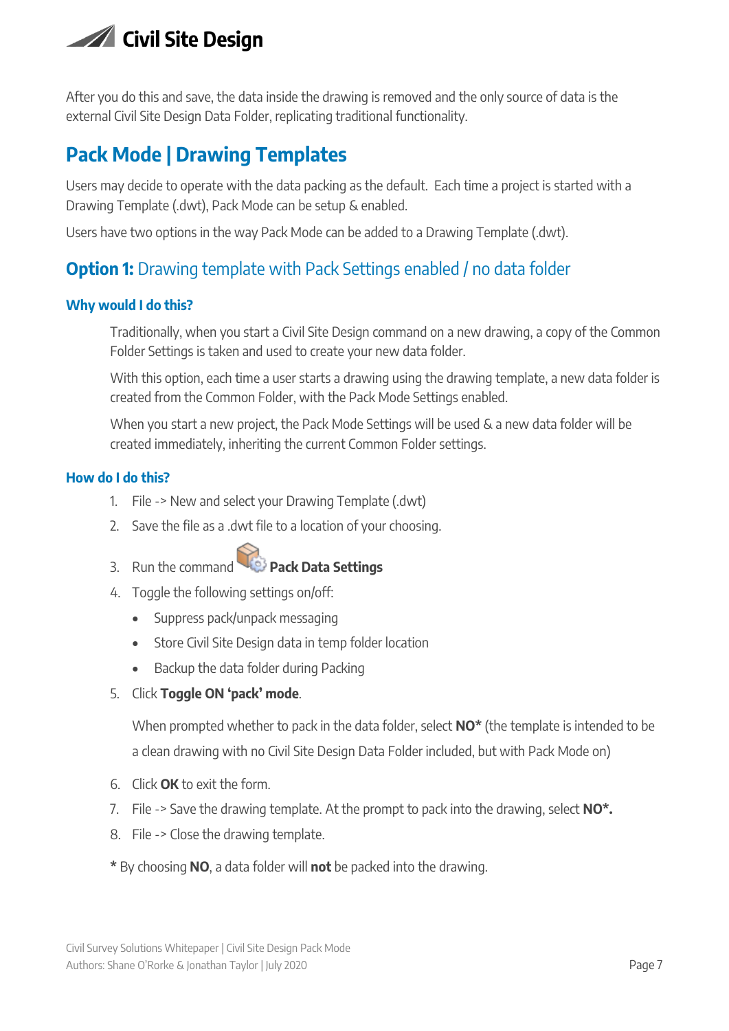After you do this and save, the data inside the drawing is removed and the only source of data is the external Civil Site Design Data Folder, replicating traditional functionality.

## Pack Mode | Drawing Templates

Users may decide to operate with the data packing as the default. Each time a project is started with a Drawing Template (.dwt), Pack Mode can be setup & enabled.

Users have two options in the way Pack Mode can be added to a Drawing Template (.dwt).

### **Option 1:** Drawing template with Pack Settings enabled / no data folder

#### Why would I do this?

Traditionally, when you start a Civil Site Design command on a new drawing, a copy of the Common Folder Settings is taken and used to create your new data folder.

With this option, each time a user starts a drawing using the drawing template, a new data folder is created from the Common Folder, with the Pack Mode Settings enabled.

When you start a new project, the Pack Mode Settings will be used & a new data folder will be created immediately, inheriting the current Common Folder settings.

#### How do I do this?

1. File -> New and select your Drawing Template (.dwt)
2. Save the file as a .dwt file to a location of your choosing.
3. Run the command **Pack Data Settings**
4. Toggle the following settings on/off:
   - Suppress pack/unpack messaging
   - Store Civil Site Design data in temp folder location
   - Backup the data folder during Packing
5. Click **Toggle ON 'pack' mode**.

   When prompted whether to pack in the data folder, select **NO*** (the template is intended to be a clean drawing with no Civil Site Design Data Folder included, but with Pack Mode on)

6. Click **OK** to exit the form.
7. File -> Save the drawing template. At the prompt to pack into the drawing, select **NO*.**
8. File -> Close the drawing template.

**\*** By choosing **NO**, a data folder will **not** be packed into the drawing.

Civil Survey Solutions Whitepaper | Civil Site Design Pack Mode
Authors: Shane O'Rorke & Jonathan Taylor | July 2020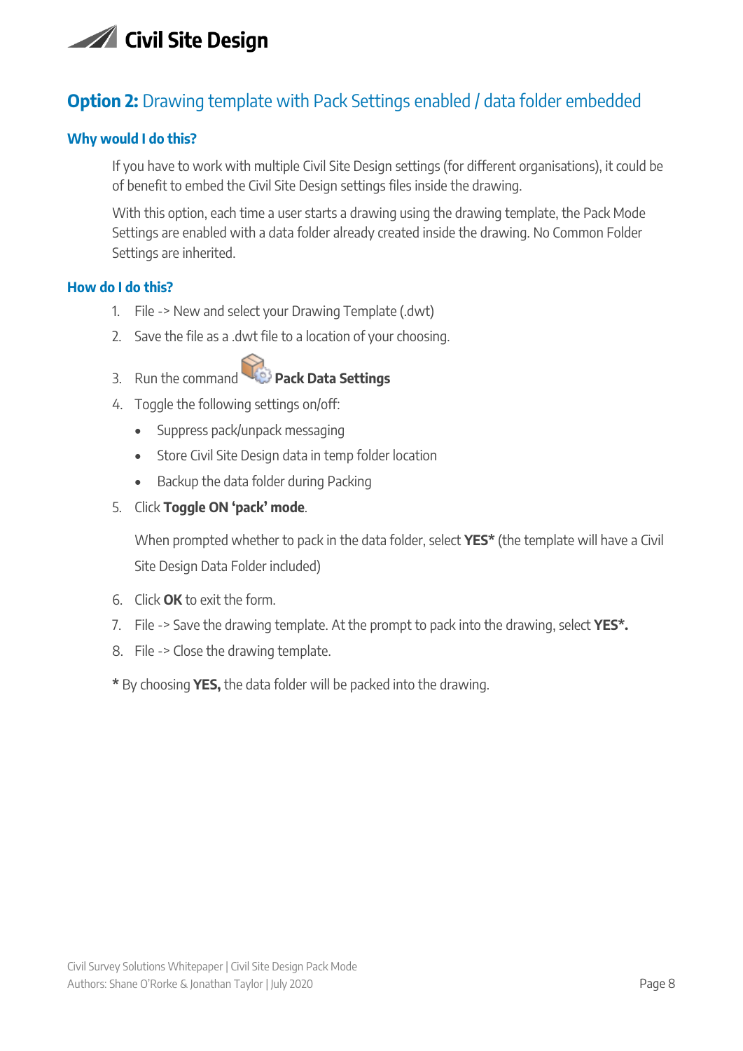## **Option 2:** Drawing template with Pack Settings enabled / data folder embedded

### Why would I do this?

If you have to work with multiple Civil Site Design settings (for different organisations), it could be of benefit to embed the Civil Site Design settings files inside the drawing.

With this option, each time a user starts a drawing using the drawing template, the Pack Mode Settings are enabled with a data folder already created inside the drawing. No Common Folder Settings are inherited.

### How do I do this?

1. File -> New and select your Drawing Template (.dwt)
2. Save the file as a .dwt file to a location of your choosing.
3. Run the command **Pack Data Settings**
4. Toggle the following settings on/off:
   - Suppress pack/unpack messaging
   - Store Civil Site Design data in temp folder location
   - Backup the data folder during Packing
5. Click **Toggle ON 'pack' mode**.

   When prompted whether to pack in the data folder, select **YES*** (the template will have a Civil Site Design Data Folder included)

6. Click **OK** to exit the form.
7. File -> Save the drawing template. At the prompt to pack into the drawing, select **YES*.**
8. File -> Close the drawing template.

**\*** By choosing **YES,** the data folder will be packed into the drawing.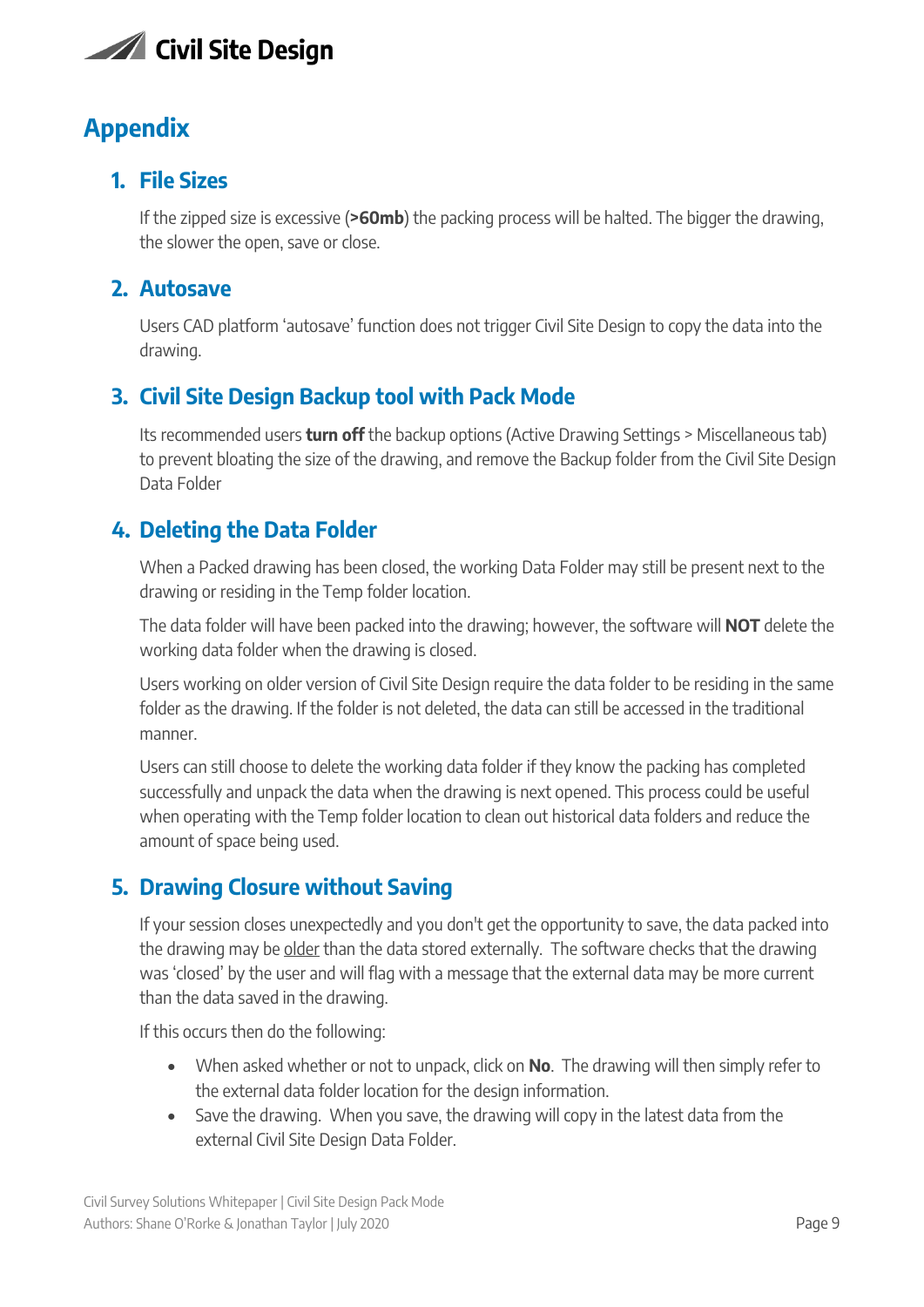# Appendix

## 1. File Sizes

If the zipped size is excessive (**>60mb**) the packing process will be halted. The bigger the drawing, the slower the open, save or close.

## 2. Autosave

Users CAD platform 'autosave' function does not trigger Civil Site Design to copy the data into the drawing.

## 3. Civil Site Design Backup tool with Pack Mode

Its recommended users **turn off** the backup options (Active Drawing Settings > Miscellaneous tab) to prevent bloating the size of the drawing, and remove the Backup folder from the Civil Site Design Data Folder

## 4. Deleting the Data Folder

When a Packed drawing has been closed, the working Data Folder may still be present next to the drawing or residing in the Temp folder location.

The data folder will have been packed into the drawing; however, the software will **NOT** delete the working data folder when the drawing is closed.

Users working on older version of Civil Site Design require the data folder to be residing in the same folder as the drawing. If the folder is not deleted, the data can still be accessed in the traditional manner.

Users can still choose to delete the working data folder if they know the packing has completed successfully and unpack the data when the drawing is next opened. This process could be useful when operating with the Temp folder location to clean out historical data folders and reduce the amount of space being used.

## 5. Drawing Closure without Saving

If your session closes unexpectedly and you don't get the opportunity to save, the data packed into the drawing may be <u>older</u> than the data stored externally. The software checks that the drawing was 'closed' by the user and will flag with a message that the external data may be more current than the data saved in the drawing.

If this occurs then do the following:

- When asked whether or not to unpack, click on **No**. The drawing will then simply refer to the external data folder location for the design information.
- Save the drawing. When you save, the drawing will copy in the latest data from the external Civil Site Design Data Folder.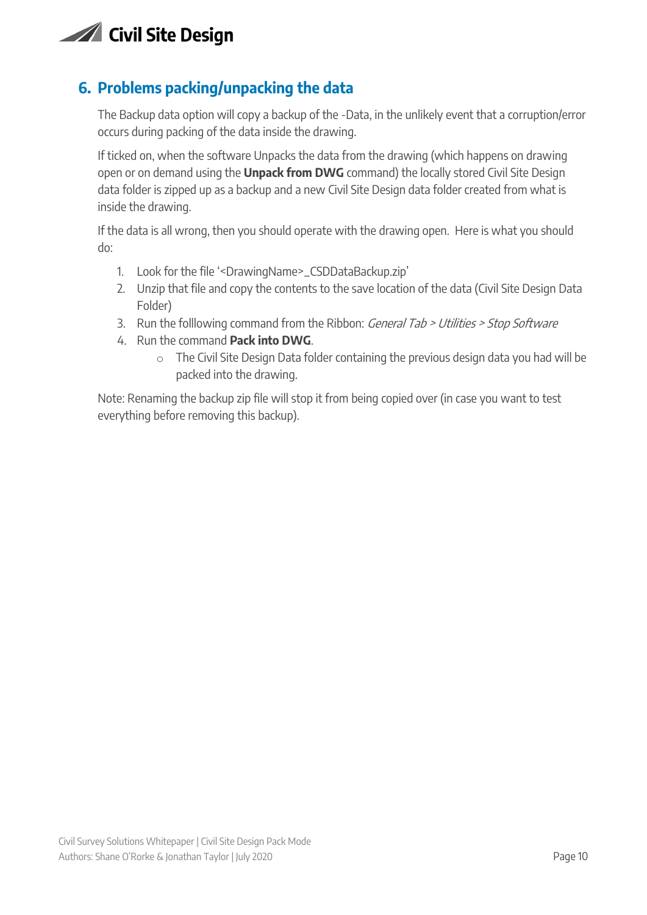## 6. Problems packing/unpacking the data

The Backup data option will copy a backup of the -Data, in the unlikely event that a corruption/error occurs during packing of the data inside the drawing.

If ticked on, when the software Unpacks the data from the drawing (which happens on drawing open or on demand using the **Unpack from DWG** command) the locally stored Civil Site Design data folder is zipped up as a backup and a new Civil Site Design data folder created from what is inside the drawing.

If the data is all wrong, then you should operate with the drawing open. Here is what you should do:

1. Look for the file '<DrawingName>_CSDDataBackup.zip'
2. Unzip that file and copy the contents to the save location of the data (Civil Site Design Data Folder)
3. Run the folllowing command from the Ribbon: *General Tab > Utilities > Stop Software*
4. Run the command **Pack into DWG**.
    - The Civil Site Design Data folder containing the previous design data you had will be packed into the drawing.

Note: Renaming the backup zip file will stop it from being copied over (in case you want to test everything before removing this backup).